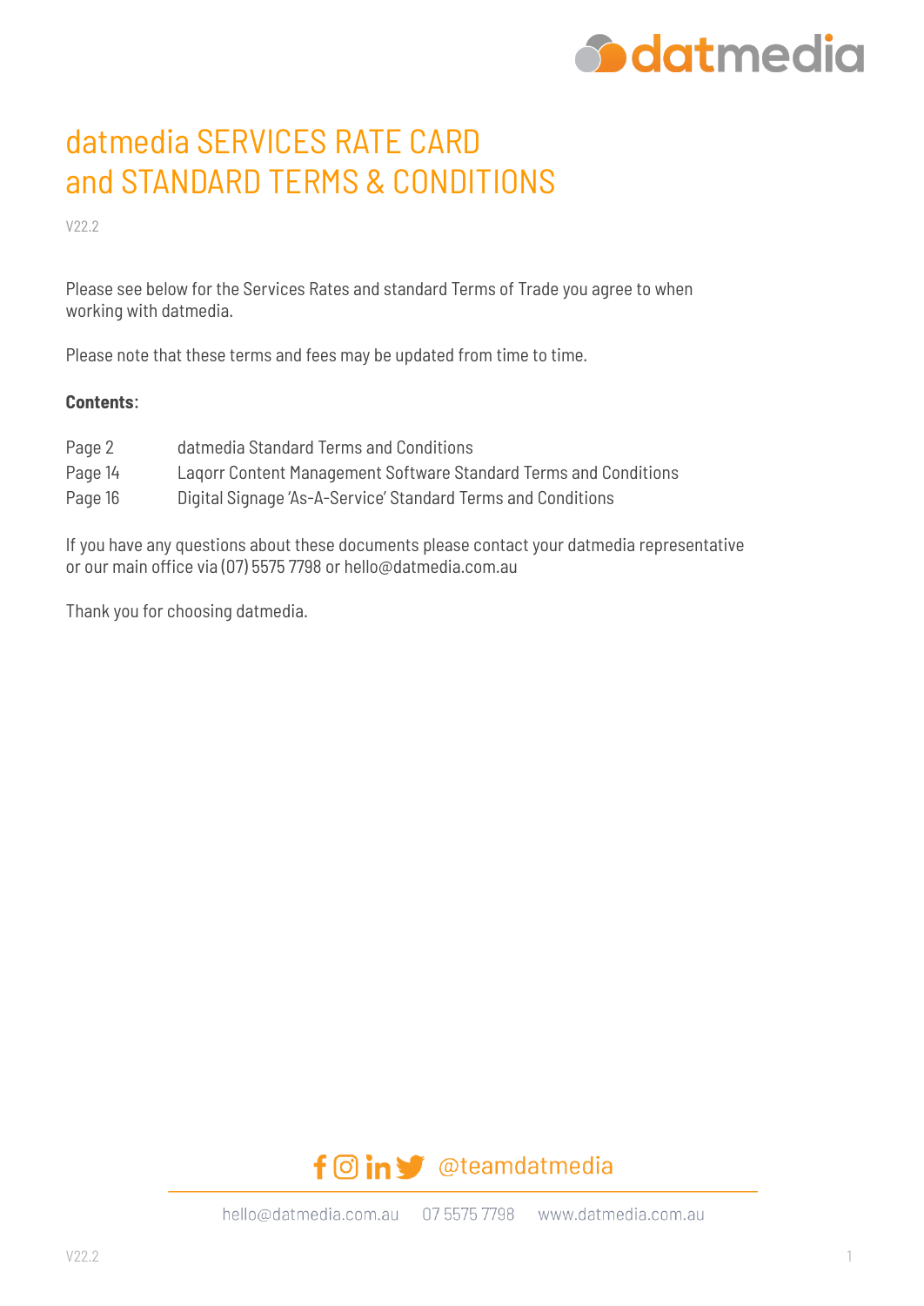# datmedia SERVICES RATE CARD and STANDARD TERMS & CONDITIONS

V22.2

Please see below for the Services Rates and standard Terms of Trade you agree to when working with datmedia.

Please note that these terms and fees may be updated from time to time.

**Contents**:

| | |
|---|---|
| Page 2 | datmedia Standard Terms and Conditions |
| Page 14 | Laqorr Content Management Software Standard Terms and Conditions |
| Page 16 | Digital Signage 'As-A-Service' Standard Terms and Conditions |

If you have any questions about these documents please contact your datmedia representative or our main office via (07) 5575 7798 or hello@datmedia.com.au

Thank you for choosing datmedia.

@teamdatmedia

hello@datmedia.com.au 07 5575 7798 www.datmedia.com.au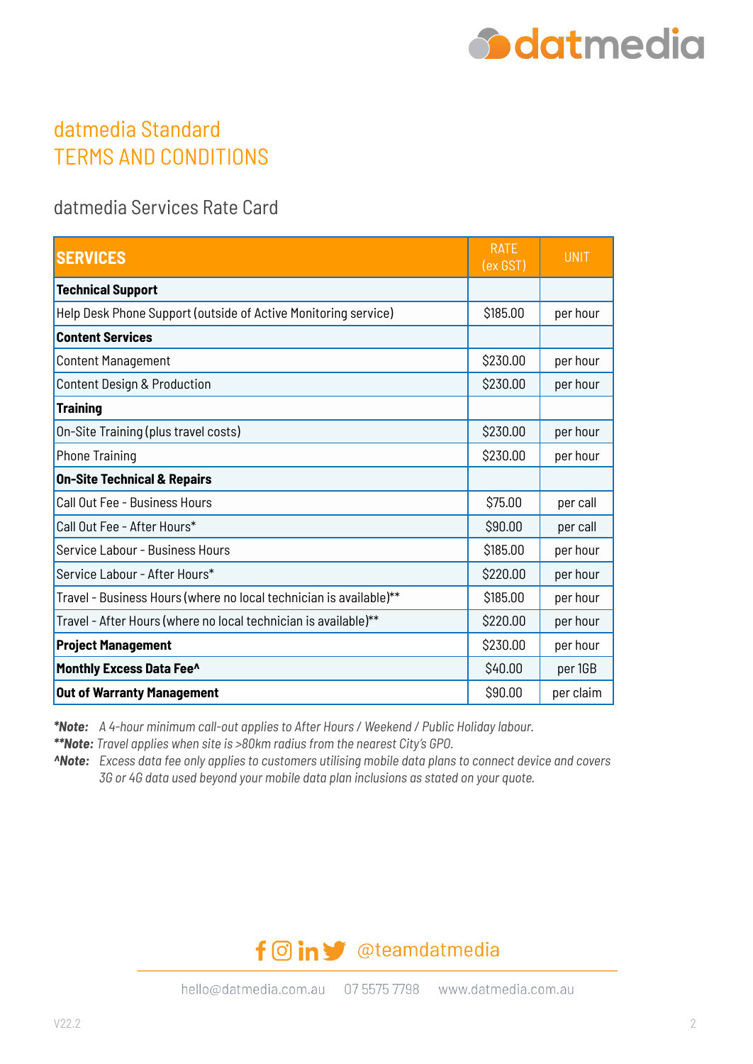# datmedia Standard
# TERMS AND CONDITIONS

## datmedia Services Rate Card

| SERVICES | RATE (ex GST) | UNIT |
|---|---|---|
| **Technical Support** | | |
| Help Desk Phone Support (outside of Active Monitoring service) | $185.00 | per hour |
| **Content Services** | | |
| Content Management | $230.00 | per hour |
| Content Design & Production | $230.00 | per hour |
| **Training** | | |
| On-Site Training (plus travel costs) | $230.00 | per hour |
| Phone Training | $230.00 | per hour |
| **On-Site Technical & Repairs** | | |
| Call Out Fee - Business Hours | $75.00 | per call |
| Call Out Fee - After Hours* | $90.00 | per call |
| Service Labour - Business Hours | $185.00 | per hour |
| Service Labour - After Hours* | $220.00 | per hour |
| Travel - Business Hours (where no local technician is available)** | $185.00 | per hour |
| Travel - After Hours (where no local technician is available)** | $220.00 | per hour |
| **Project Management** | $230.00 | per hour |
| **Monthly Excess Data Fee^** | $40.00 | per 1GB |
| **Out of Warranty Management** | $90.00 | per claim |

***Note:*** *A 4-hour minimum call-out applies to After Hours / Weekend / Public Holiday labour.*

****Note:*** *Travel applies when site is >80km radius from the nearest City's GPO.*

**^Note:** *Excess data fee only applies to customers utilising mobile data plans to connect device and covers 3G or 4G data used beyond your mobile data plan inclusions as stated on your quote.*

@teamdatmedia

hello@datmedia.com.au 07 5575 7798 www.datmedia.com.au

V22.2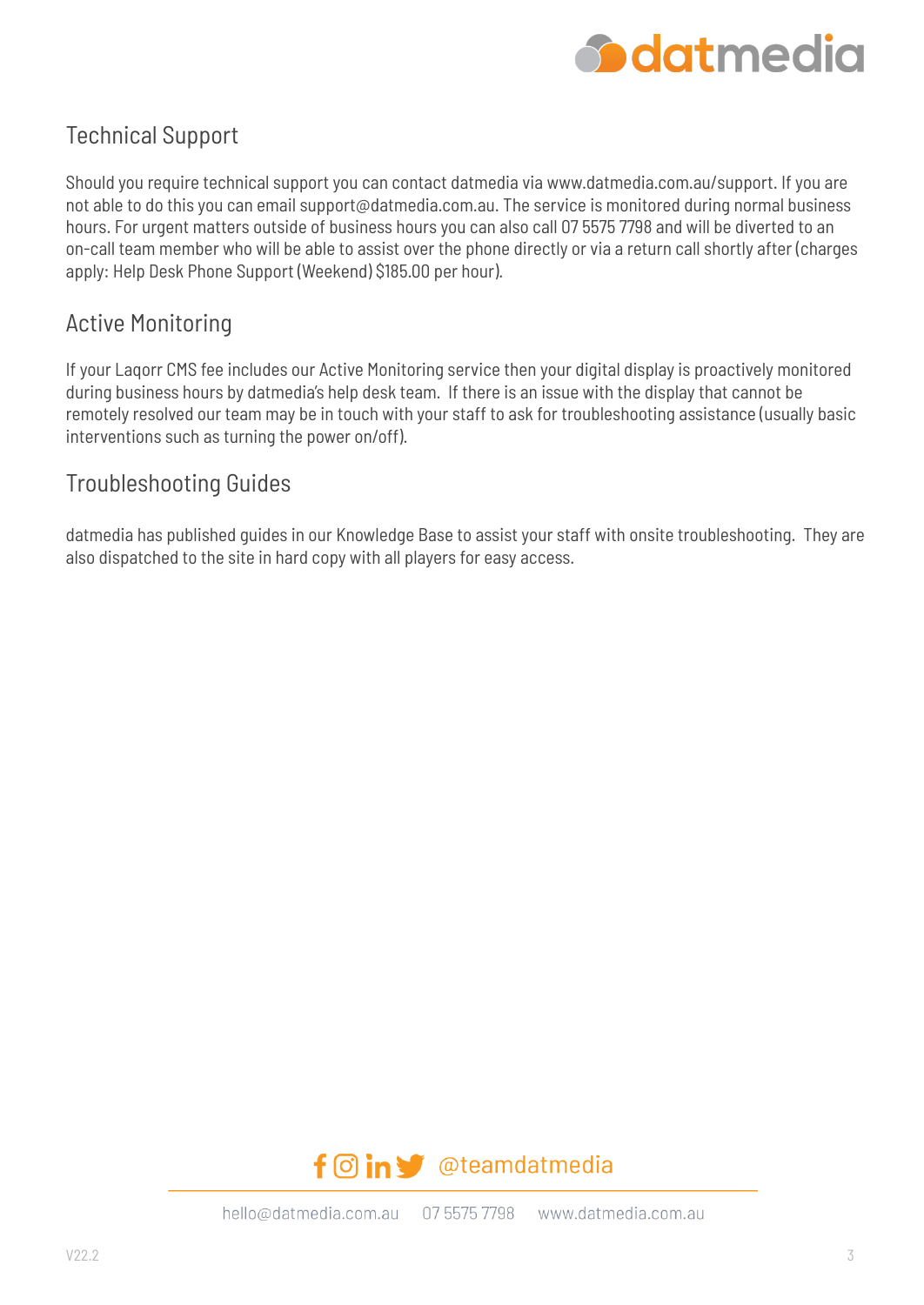## Technical Support

Should you require technical support you can contact datmedia via www.datmedia.com.au/support. If you are not able to do this you can email support@datmedia.com.au. The service is monitored during normal business hours. For urgent matters outside of business hours you can also call 07 5575 7798 and will be diverted to an on-call team member who will be able to assist over the phone directly or via a return call shortly after (charges apply: Help Desk Phone Support (Weekend) $185.00 per hour).

## Active Monitoring

If your Laqorr CMS fee includes our Active Monitoring service then your digital display is proactively monitored during business hours by datmedia's help desk team. If there is an issue with the display that cannot be remotely resolved our team may be in touch with your staff to ask for troubleshooting assistance (usually basic interventions such as turning the power on/off).

## Troubleshooting Guides

datmedia has published guides in our Knowledge Base to assist your staff with onsite troubleshooting. They are also dispatched to the site in hard copy with all players for easy access.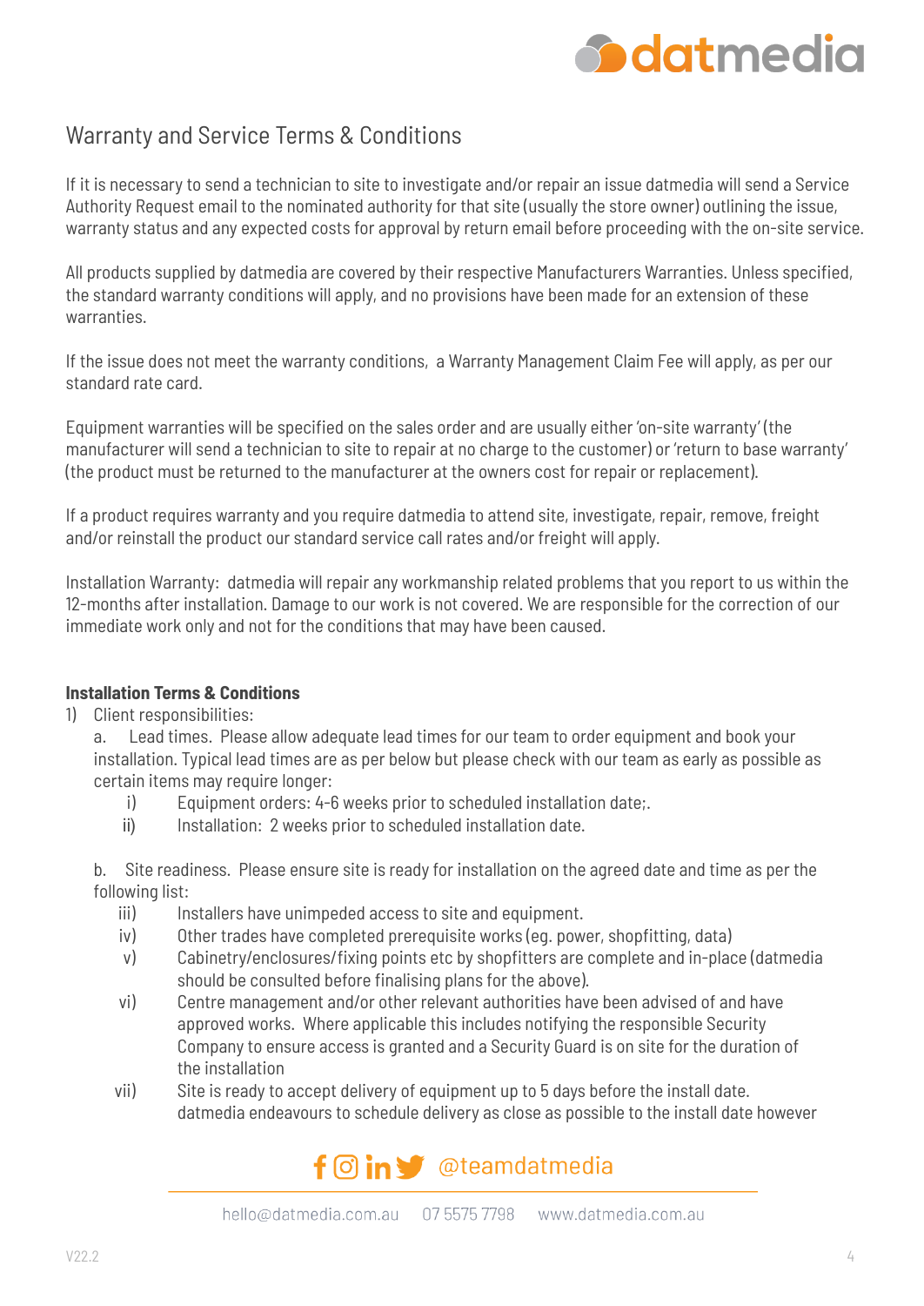## Warranty and Service Terms & Conditions

If it is necessary to send a technician to site to investigate and/or repair an issue datmedia will send a Service Authority Request email to the nominated authority for that site (usually the store owner) outlining the issue, warranty status and any expected costs for approval by return email before proceeding with the on-site service.

All products supplied by datmedia are covered by their respective Manufacturers Warranties. Unless specified, the standard warranty conditions will apply, and no provisions have been made for an extension of these warranties.

If the issue does not meet the warranty conditions, a Warranty Management Claim Fee will apply, as per our standard rate card.

Equipment warranties will be specified on the sales order and are usually either 'on-site warranty' (the manufacturer will send a technician to site to repair at no charge to the customer) or 'return to base warranty' (the product must be returned to the manufacturer at the owners cost for repair or replacement).

If a product requires warranty and you require datmedia to attend site, investigate, repair, remove, freight and/or reinstall the product our standard service call rates and/or freight will apply.

Installation Warranty: datmedia will repair any workmanship related problems that you report to us within the 12-months after installation. Damage to our work is not covered. We are responsible for the correction of our immediate work only and not for the conditions that may have been caused.

**Installation Terms & Conditions**

1) Client responsibilities:

   a. Lead times. Please allow adequate lead times for our team to order equipment and book your installation. Typical lead times are as per below but please check with our team as early as possible as certain items may require longer:

      i) Equipment orders: 4-6 weeks prior to scheduled installation date;.
      ii) Installation: 2 weeks prior to scheduled installation date.

   b. Site readiness. Please ensure site is ready for installation on the agreed date and time as per the following list:

      iii) Installers have unimpeded access to site and equipment.
      iv) Other trades have completed prerequisite works (eg. power, shopfitting, data)
      v) Cabinetry/enclosures/fixing points etc by shopfitters are complete and in-place (datmedia should be consulted before finalising plans for the above).
      vi) Centre management and/or other relevant authorities have been advised of and have approved works. Where applicable this includes notifying the responsible Security Company to ensure access is granted and a Security Guard is on site for the duration of the installation
      vii) Site is ready to accept delivery of equipment up to 5 days before the install date. datmedia endeavours to schedule delivery as close as possible to the install date however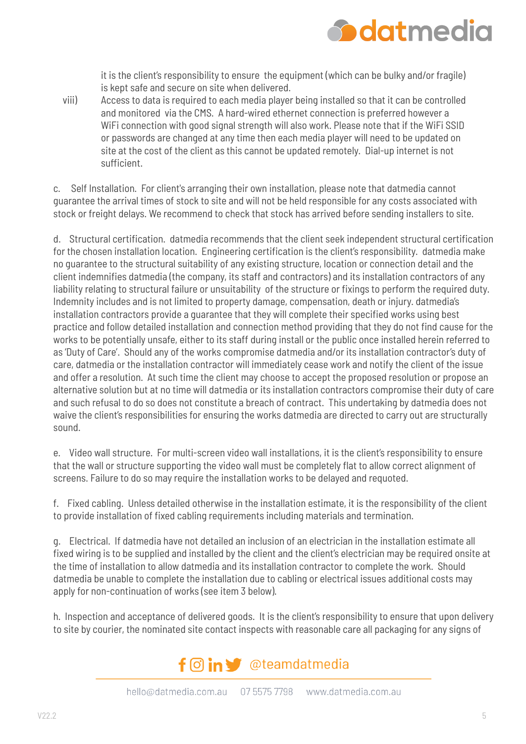it is the client's responsibility to ensure the equipment (which can be bulky and/or fragile) is kept safe and secure on site when delivered.

viii) Access to data is required to each media player being installed so that it can be controlled and monitored via the CMS. A hard-wired ethernet connection is preferred however a WiFi connection with good signal strength will also work. Please note that if the WiFi SSID or passwords are changed at any time then each media player will need to be updated on site at the cost of the client as this cannot be updated remotely. Dial-up internet is not sufficient.

c. Self Installation. For client's arranging their own installation, please note that datmedia cannot guarantee the arrival times of stock to site and will not be held responsible for any costs associated with stock or freight delays. We recommend to check that stock has arrived before sending installers to site.

d. Structural certification. datmedia recommends that the client seek independent structural certification for the chosen installation location. Engineering certification is the client's responsibility. datmedia make no guarantee to the structural suitability of any existing structure, location or connection detail and the client indemnifies datmedia (the company, its staff and contractors) and its installation contractors of any liability relating to structural failure or unsuitability of the structure or fixings to perform the required duty. Indemnity includes and is not limited to property damage, compensation, death or injury. datmedia's installation contractors provide a guarantee that they will complete their specified works using best practice and follow detailed installation and connection method providing that they do not find cause for the works to be potentially unsafe, either to its staff during install or the public once installed herein referred to as 'Duty of Care'. Should any of the works compromise datmedia and/or its installation contractor's duty of care, datmedia or the installation contractor will immediately cease work and notify the client of the issue and offer a resolution. At such time the client may choose to accept the proposed resolution or propose an alternative solution but at no time will datmedia or its installation contractors compromise their duty of care and such refusal to do so does not constitute a breach of contract. This undertaking by datmedia does not waive the client's responsibilities for ensuring the works datmedia are directed to carry out are structurally sound.

e. Video wall structure. For multi-screen video wall installations, it is the client's responsibility to ensure that the wall or structure supporting the video wall must be completely flat to allow correct alignment of screens. Failure to do so may require the installation works to be delayed and requoted.

f. Fixed cabling. Unless detailed otherwise in the installation estimate, it is the responsibility of the client to provide installation of fixed cabling requirements including materials and termination.

g. Electrical. If datmedia have not detailed an inclusion of an electrician in the installation estimate all fixed wiring is to be supplied and installed by the client and the client's electrician may be required onsite at the time of installation to allow datmedia and its installation contractor to complete the work. Should datmedia be unable to complete the installation due to cabling or electrical issues additional costs may apply for non-continuation of works (see item 3 below).

h. Inspection and acceptance of delivered goods. It is the client's responsibility to ensure that upon delivery to site by courier, the nominated site contact inspects with reasonable care all packaging for any signs of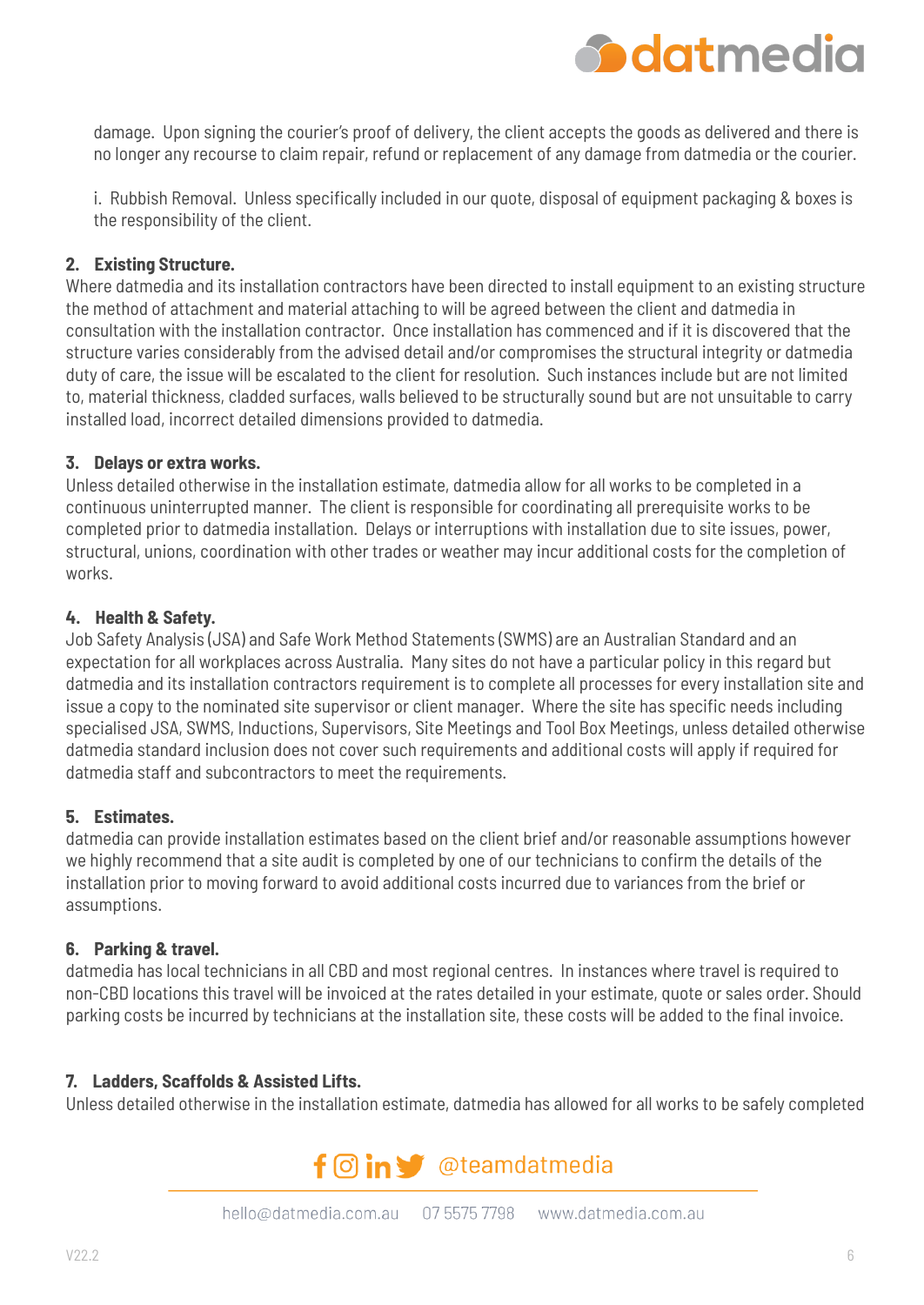damage. Upon signing the courier's proof of delivery, the client accepts the goods as delivered and there is no longer any recourse to claim repair, refund or replacement of any damage from datmedia or the courier.

i. Rubbish Removal. Unless specifically included in our quote, disposal of equipment packaging & boxes is the responsibility of the client.

**2. Existing Structure.**

Where datmedia and its installation contractors have been directed to install equipment to an existing structure the method of attachment and material attaching to will be agreed between the client and datmedia in consultation with the installation contractor. Once installation has commenced and if it is discovered that the structure varies considerably from the advised detail and/or compromises the structural integrity or datmedia duty of care, the issue will be escalated to the client for resolution. Such instances include but are not limited to, material thickness, cladded surfaces, walls believed to be structurally sound but are not unsuitable to carry installed load, incorrect detailed dimensions provided to datmedia.

**3. Delays or extra works.**

Unless detailed otherwise in the installation estimate, datmedia allow for all works to be completed in a continuous uninterrupted manner. The client is responsible for coordinating all prerequisite works to be completed prior to datmedia installation. Delays or interruptions with installation due to site issues, power, structural, unions, coordination with other trades or weather may incur additional costs for the completion of works.

**4. Health & Safety.**

Job Safety Analysis (JSA) and Safe Work Method Statements (SWMS) are an Australian Standard and an expectation for all workplaces across Australia. Many sites do not have a particular policy in this regard but datmedia and its installation contractors requirement is to complete all processes for every installation site and issue a copy to the nominated site supervisor or client manager. Where the site has specific needs including specialised JSA, SWMS, Inductions, Supervisors, Site Meetings and Tool Box Meetings, unless detailed otherwise datmedia standard inclusion does not cover such requirements and additional costs will apply if required for datmedia staff and subcontractors to meet the requirements.

**5. Estimates.**

datmedia can provide installation estimates based on the client brief and/or reasonable assumptions however we highly recommend that a site audit is completed by one of our technicians to confirm the details of the installation prior to moving forward to avoid additional costs incurred due to variances from the brief or assumptions.

**6. Parking & travel.**

datmedia has local technicians in all CBD and most regional centres. In instances where travel is required to non-CBD locations this travel will be invoiced at the rates detailed in your estimate, quote or sales order. Should parking costs be incurred by technicians at the installation site, these costs will be added to the final invoice.

**7. Ladders, Scaffolds & Assisted Lifts.**

Unless detailed otherwise in the installation estimate, datmedia has allowed for all works to be safely completed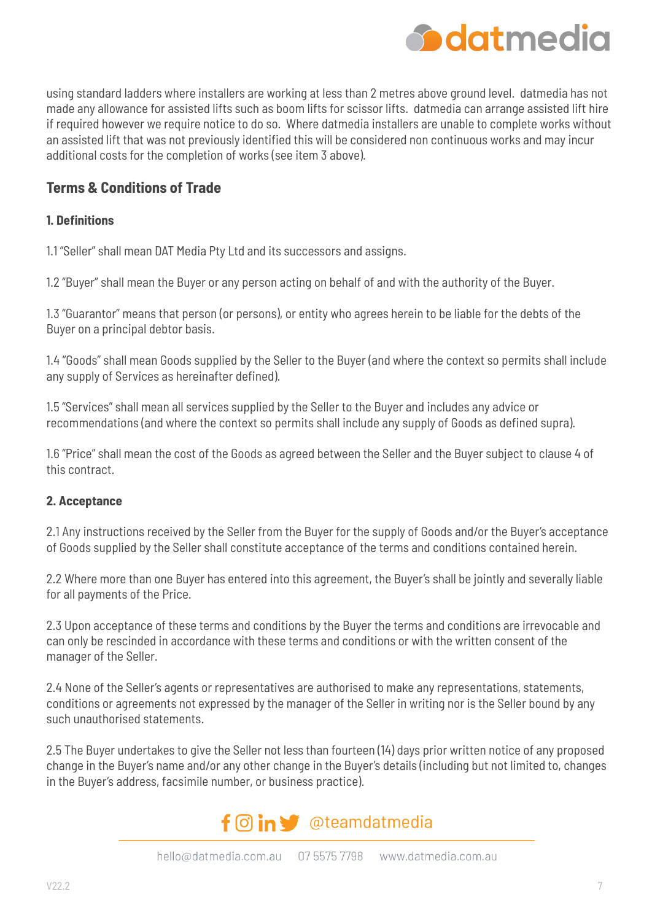using standard ladders where installers are working at less than 2 metres above ground level. datmedia has not made any allowance for assisted lifts such as boom lifts for scissor lifts. datmedia can arrange assisted lift hire if required however we require notice to do so. Where datmedia installers are unable to complete works without an assisted lift that was not previously identified this will be considered non continuous works and may incur additional costs for the completion of works (see item 3 above).

## Terms & Conditions of Trade

### 1. Definitions

1.1 "Seller" shall mean DAT Media Pty Ltd and its successors and assigns.

1.2 "Buyer" shall mean the Buyer or any person acting on behalf of and with the authority of the Buyer.

1.3 "Guarantor" means that person (or persons), or entity who agrees herein to be liable for the debts of the Buyer on a principal debtor basis.

1.4 "Goods" shall mean Goods supplied by the Seller to the Buyer (and where the context so permits shall include any supply of Services as hereinafter defined).

1.5 "Services" shall mean all services supplied by the Seller to the Buyer and includes any advice or recommendations (and where the context so permits shall include any supply of Goods as defined supra).

1.6 "Price" shall mean the cost of the Goods as agreed between the Seller and the Buyer subject to clause 4 of this contract.

### 2. Acceptance

2.1 Any instructions received by the Seller from the Buyer for the supply of Goods and/or the Buyer's acceptance of Goods supplied by the Seller shall constitute acceptance of the terms and conditions contained herein.

2.2 Where more than one Buyer has entered into this agreement, the Buyer's shall be jointly and severally liable for all payments of the Price.

2.3 Upon acceptance of these terms and conditions by the Buyer the terms and conditions are irrevocable and can only be rescinded in accordance with these terms and conditions or with the written consent of the manager of the Seller.

2.4 None of the Seller's agents or representatives are authorised to make any representations, statements, conditions or agreements not expressed by the manager of the Seller in writing nor is the Seller bound by any such unauthorised statements.

2.5 The Buyer undertakes to give the Seller not less than fourteen (14) days prior written notice of any proposed change in the Buyer's name and/or any other change in the Buyer's details (including but not limited to, changes in the Buyer's address, facsimile number, or business practice).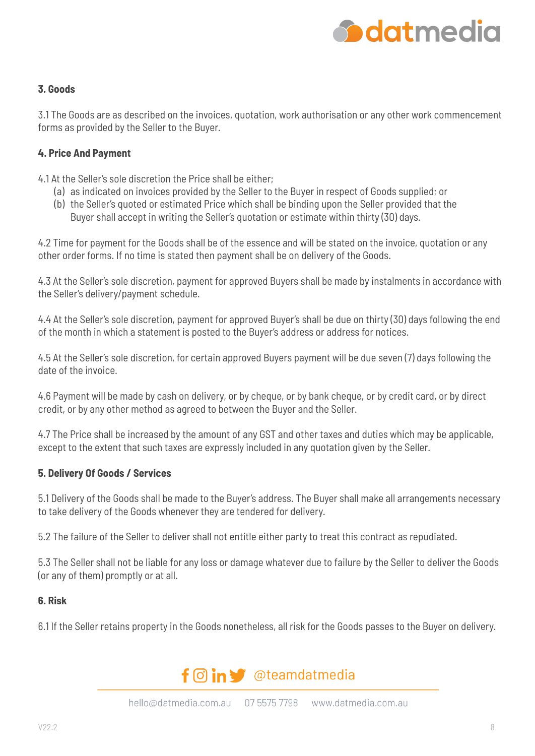### 3. Goods

3.1 The Goods are as described on the invoices, quotation, work authorisation or any other work commencement forms as provided by the Seller to the Buyer.

### 4. Price And Payment

4.1 At the Seller's sole discretion the Price shall be either;

(a) as indicated on invoices provided by the Seller to the Buyer in respect of Goods supplied; or

(b) the Seller's quoted or estimated Price which shall be binding upon the Seller provided that the Buyer shall accept in writing the Seller's quotation or estimate within thirty (30) days.

4.2 Time for payment for the Goods shall be of the essence and will be stated on the invoice, quotation or any other order forms. If no time is stated then payment shall be on delivery of the Goods.

4.3 At the Seller's sole discretion, payment for approved Buyers shall be made by instalments in accordance with the Seller's delivery/payment schedule.

4.4 At the Seller's sole discretion, payment for approved Buyer's shall be due on thirty (30) days following the end of the month in which a statement is posted to the Buyer's address or address for notices.

4.5 At the Seller's sole discretion, for certain approved Buyers payment will be due seven (7) days following the date of the invoice.

4.6 Payment will be made by cash on delivery, or by cheque, or by bank cheque, or by credit card, or by direct credit, or by any other method as agreed to between the Buyer and the Seller.

4.7 The Price shall be increased by the amount of any GST and other taxes and duties which may be applicable, except to the extent that such taxes are expressly included in any quotation given by the Seller.

### 5. Delivery Of Goods / Services

5.1 Delivery of the Goods shall be made to the Buyer's address. The Buyer shall make all arrangements necessary to take delivery of the Goods whenever they are tendered for delivery.

5.2 The failure of the Seller to deliver shall not entitle either party to treat this contract as repudiated.

5.3 The Seller shall not be liable for any loss or damage whatever due to failure by the Seller to deliver the Goods (or any of them) promptly or at all.

### 6. Risk

6.1 If the Seller retains property in the Goods nonetheless, all risk for the Goods passes to the Buyer on delivery.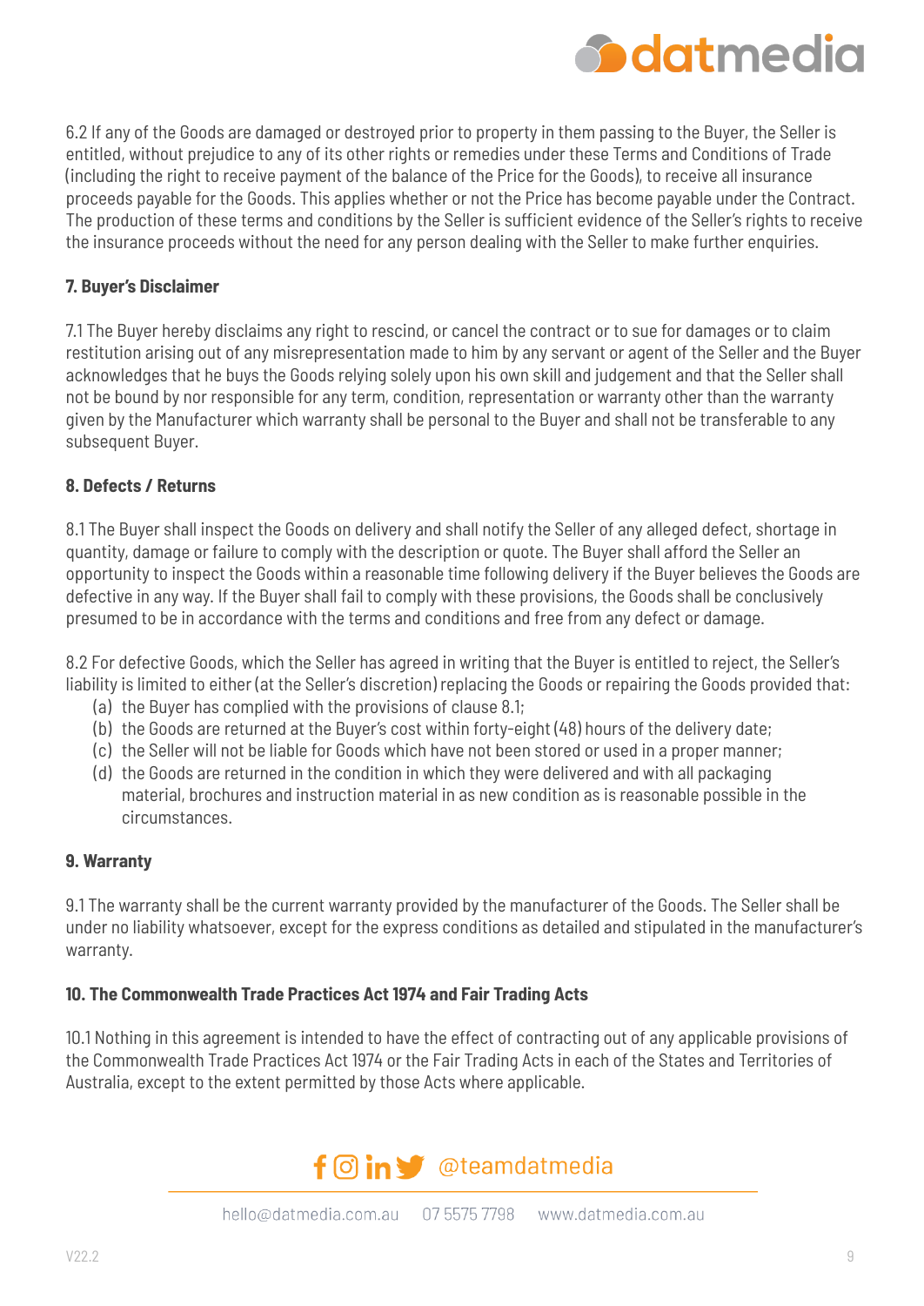6.2 If any of the Goods are damaged or destroyed prior to property in them passing to the Buyer, the Seller is entitled, without prejudice to any of its other rights or remedies under these Terms and Conditions of Trade (including the right to receive payment of the balance of the Price for the Goods), to receive all insurance proceeds payable for the Goods. This applies whether or not the Price has become payable under the Contract. The production of these terms and conditions by the Seller is sufficient evidence of the Seller's rights to receive the insurance proceeds without the need for any person dealing with the Seller to make further enquiries.

**7. Buyer's Disclaimer**

7.1 The Buyer hereby disclaims any right to rescind, or cancel the contract or to sue for damages or to claim restitution arising out of any misrepresentation made to him by any servant or agent of the Seller and the Buyer acknowledges that he buys the Goods relying solely upon his own skill and judgement and that the Seller shall not be bound by nor responsible for any term, condition, representation or warranty other than the warranty given by the Manufacturer which warranty shall be personal to the Buyer and shall not be transferable to any subsequent Buyer.

**8. Defects / Returns**

8.1 The Buyer shall inspect the Goods on delivery and shall notify the Seller of any alleged defect, shortage in quantity, damage or failure to comply with the description or quote. The Buyer shall afford the Seller an opportunity to inspect the Goods within a reasonable time following delivery if the Buyer believes the Goods are defective in any way. If the Buyer shall fail to comply with these provisions, the Goods shall be conclusively presumed to be in accordance with the terms and conditions and free from any defect or damage.

8.2 For defective Goods, which the Seller has agreed in writing that the Buyer is entitled to reject, the Seller's liability is limited to either (at the Seller's discretion) replacing the Goods or repairing the Goods provided that:

(a) the Buyer has complied with the provisions of clause 8.1;
(b) the Goods are returned at the Buyer's cost within forty-eight (48) hours of the delivery date;
(c) the Seller will not be liable for Goods which have not been stored or used in a proper manner;
(d) the Goods are returned in the condition in which they were delivered and with all packaging material, brochures and instruction material in as new condition as is reasonable possible in the circumstances.

**9. Warranty**

9.1 The warranty shall be the current warranty provided by the manufacturer of the Goods. The Seller shall be under no liability whatsoever, except for the express conditions as detailed and stipulated in the manufacturer's warranty.

**10. The Commonwealth Trade Practices Act 1974 and Fair Trading Acts**

10.1 Nothing in this agreement is intended to have the effect of contracting out of any applicable provisions of the Commonwealth Trade Practices Act 1974 or the Fair Trading Acts in each of the States and Territories of Australia, except to the extent permitted by those Acts where applicable.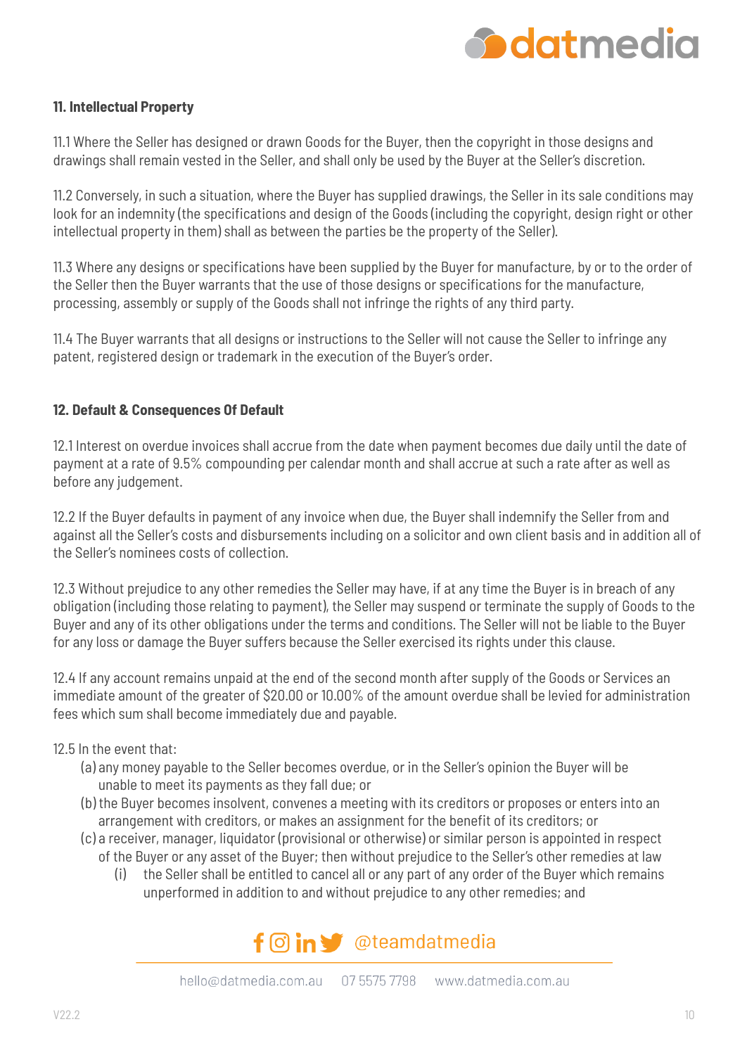### 11. Intellectual Property

11.1 Where the Seller has designed or drawn Goods for the Buyer, then the copyright in those designs and drawings shall remain vested in the Seller, and shall only be used by the Buyer at the Seller's discretion.

11.2 Conversely, in such a situation, where the Buyer has supplied drawings, the Seller in its sale conditions may look for an indemnity (the specifications and design of the Goods (including the copyright, design right or other intellectual property in them) shall as between the parties be the property of the Seller).

11.3 Where any designs or specifications have been supplied by the Buyer for manufacture, by or to the order of the Seller then the Buyer warrants that the use of those designs or specifications for the manufacture, processing, assembly or supply of the Goods shall not infringe the rights of any third party.

11.4 The Buyer warrants that all designs or instructions to the Seller will not cause the Seller to infringe any patent, registered design or trademark in the execution of the Buyer's order.

### 12. Default & Consequences Of Default

12.1 Interest on overdue invoices shall accrue from the date when payment becomes due daily until the date of payment at a rate of 9.5% compounding per calendar month and shall accrue at such a rate after as well as before any judgement.

12.2 If the Buyer defaults in payment of any invoice when due, the Buyer shall indemnify the Seller from and against all the Seller's costs and disbursements including on a solicitor and own client basis and in addition all of the Seller's nominees costs of collection.

12.3 Without prejudice to any other remedies the Seller may have, if at any time the Buyer is in breach of any obligation (including those relating to payment), the Seller may suspend or terminate the supply of Goods to the Buyer and any of its other obligations under the terms and conditions. The Seller will not be liable to the Buyer for any loss or damage the Buyer suffers because the Seller exercised its rights under this clause.

12.4 If any account remains unpaid at the end of the second month after supply of the Goods or Services an immediate amount of the greater of $20.00 or 10.00% of the amount overdue shall be levied for administration fees which sum shall become immediately due and payable.

12.5 In the event that:

- (a) any money payable to the Seller becomes overdue, or in the Seller's opinion the Buyer will be unable to meet its payments as they fall due; or
- (b) the Buyer becomes insolvent, convenes a meeting with its creditors or proposes or enters into an arrangement with creditors, or makes an assignment for the benefit of its creditors; or
- (c) a receiver, manager, liquidator (provisional or otherwise) or similar person is appointed in respect of the Buyer or any asset of the Buyer; then without prejudice to the Seller's other remedies at law
  - (i) the Seller shall be entitled to cancel all or any part of any order of the Buyer which remains unperformed in addition to and without prejudice to any other remedies; and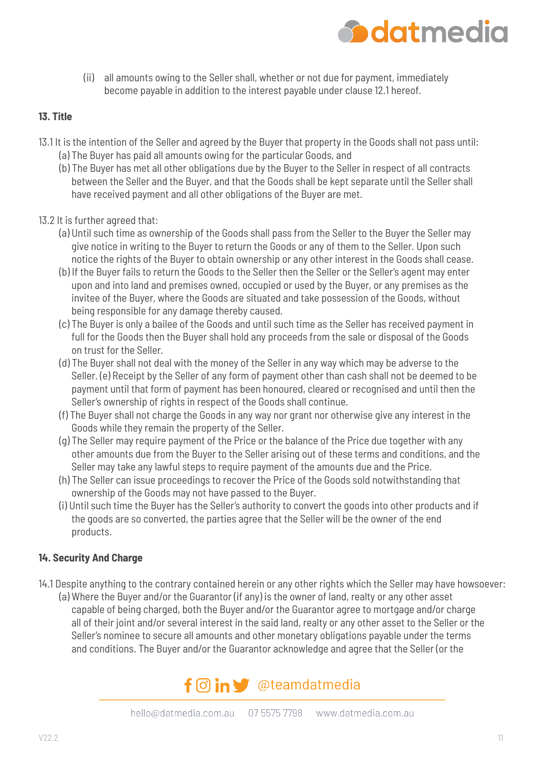(ii) all amounts owing to the Seller shall, whether or not due for payment, immediately become payable in addition to the interest payable under clause 12.1 hereof.

**13. Title**

13.1 It is the intention of the Seller and agreed by the Buyer that property in the Goods shall not pass until:

(a) The Buyer has paid all amounts owing for the particular Goods, and

(b) The Buyer has met all other obligations due by the Buyer to the Seller in respect of all contracts between the Seller and the Buyer, and that the Goods shall be kept separate until the Seller shall have received payment and all other obligations of the Buyer are met.

13.2 It is further agreed that:

(a) Until such time as ownership of the Goods shall pass from the Seller to the Buyer the Seller may give notice in writing to the Buyer to return the Goods or any of them to the Seller. Upon such notice the rights of the Buyer to obtain ownership or any other interest in the Goods shall cease.

(b) If the Buyer fails to return the Goods to the Seller then the Seller or the Seller's agent may enter upon and into land and premises owned, occupied or used by the Buyer, or any premises as the invitee of the Buyer, where the Goods are situated and take possession of the Goods, without being responsible for any damage thereby caused.

(c) The Buyer is only a bailee of the Goods and until such time as the Seller has received payment in full for the Goods then the Buyer shall hold any proceeds from the sale or disposal of the Goods on trust for the Seller.

(d) The Buyer shall not deal with the money of the Seller in any way which may be adverse to the Seller. (e) Receipt by the Seller of any form of payment other than cash shall not be deemed to be payment until that form of payment has been honoured, cleared or recognised and until then the Seller's ownership of rights in respect of the Goods shall continue.

(f) The Buyer shall not charge the Goods in any way nor grant nor otherwise give any interest in the Goods while they remain the property of the Seller.

(g) The Seller may require payment of the Price or the balance of the Price due together with any other amounts due from the Buyer to the Seller arising out of these terms and conditions, and the Seller may take any lawful steps to require payment of the amounts due and the Price.

(h) The Seller can issue proceedings to recover the Price of the Goods sold notwithstanding that ownership of the Goods may not have passed to the Buyer.

(i) Until such time the Buyer has the Seller's authority to convert the goods into other products and if the goods are so converted, the parties agree that the Seller will be the owner of the end products.

**14. Security And Charge**

14.1 Despite anything to the contrary contained herein or any other rights which the Seller may have howsoever:

(a) Where the Buyer and/or the Guarantor (if any) is the owner of land, realty or any other asset capable of being charged, both the Buyer and/or the Guarantor agree to mortgage and/or charge all of their joint and/or several interest in the said land, realty or any other asset to the Seller or the Seller's nominee to secure all amounts and other monetary obligations payable under the terms and conditions. The Buyer and/or the Guarantor acknowledge and agree that the Seller (or the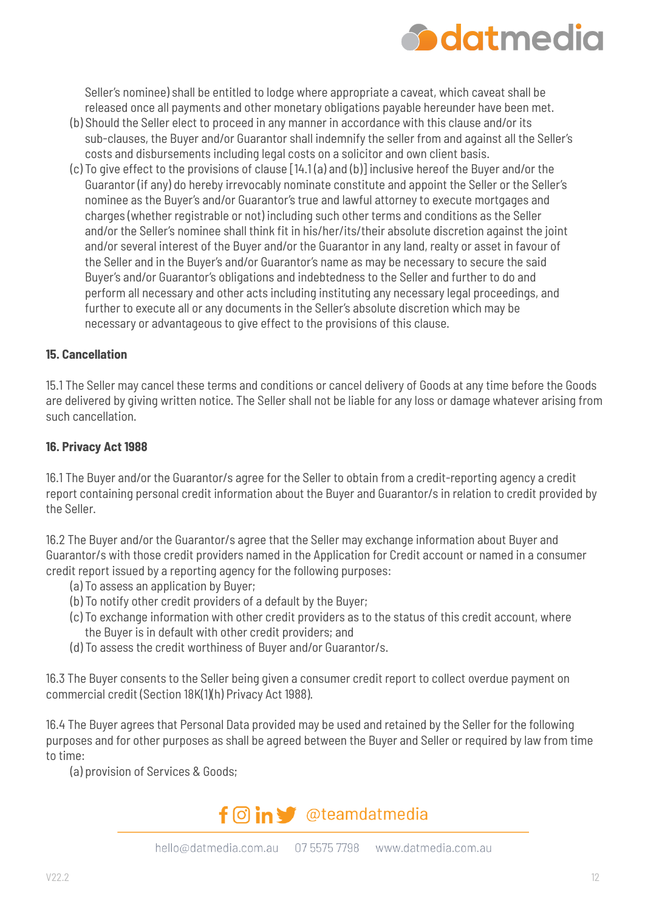Seller's nominee) shall be entitled to lodge where appropriate a caveat, which caveat shall be released once all payments and other monetary obligations payable hereunder have been met.

(b) Should the Seller elect to proceed in any manner in accordance with this clause and/or its sub-clauses, the Buyer and/or Guarantor shall indemnify the seller from and against all the Seller's costs and disbursements including legal costs on a solicitor and own client basis.

(c) To give effect to the provisions of clause [14.1 (a) and (b)] inclusive hereof the Buyer and/or the Guarantor (if any) do hereby irrevocably nominate constitute and appoint the Seller or the Seller's nominee as the Buyer's and/or Guarantor's true and lawful attorney to execute mortgages and charges (whether registrable or not) including such other terms and conditions as the Seller and/or the Seller's nominee shall think fit in his/her/its/their absolute discretion against the joint and/or several interest of the Buyer and/or the Guarantor in any land, realty or asset in favour of the Seller and in the Buyer's and/or Guarantor's name as may be necessary to secure the said Buyer's and/or Guarantor's obligations and indebtedness to the Seller and further to do and perform all necessary and other acts including instituting any necessary legal proceedings, and further to execute all or any documents in the Seller's absolute discretion which may be necessary or advantageous to give effect to the provisions of this clause.

**15. Cancellation**

15.1 The Seller may cancel these terms and conditions or cancel delivery of Goods at any time before the Goods are delivered by giving written notice. The Seller shall not be liable for any loss or damage whatever arising from such cancellation.

**16. Privacy Act 1988**

16.1 The Buyer and/or the Guarantor/s agree for the Seller to obtain from a credit-reporting agency a credit report containing personal credit information about the Buyer and Guarantor/s in relation to credit provided by the Seller.

16.2 The Buyer and/or the Guarantor/s agree that the Seller may exchange information about Buyer and Guarantor/s with those credit providers named in the Application for Credit account or named in a consumer credit report issued by a reporting agency for the following purposes:

(a) To assess an application by Buyer;

(b) To notify other credit providers of a default by the Buyer;

(c) To exchange information with other credit providers as to the status of this credit account, where the Buyer is in default with other credit providers; and

(d) To assess the credit worthiness of Buyer and/or Guarantor/s.

16.3 The Buyer consents to the Seller being given a consumer credit report to collect overdue payment on commercial credit (Section 18K(1)(h) Privacy Act 1988).

16.4 The Buyer agrees that Personal Data provided may be used and retained by the Seller for the following purposes and for other purposes as shall be agreed between the Buyer and Seller or required by law from time to time:

(a) provision of Services & Goods;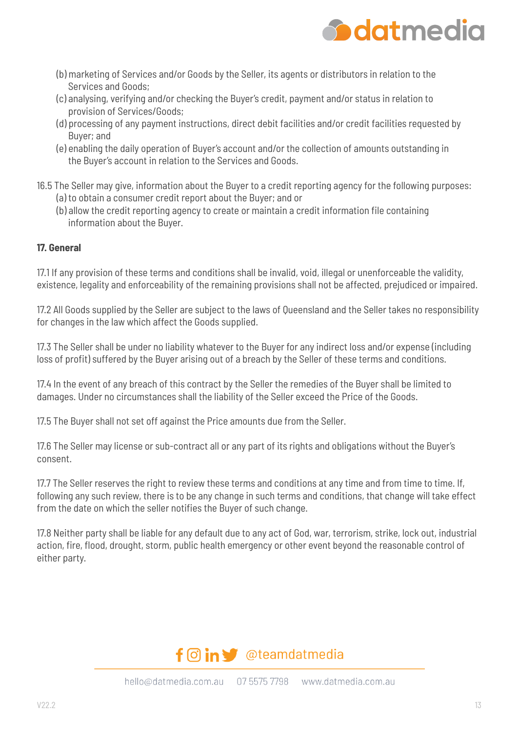(b) marketing of Services and/or Goods by the Seller, its agents or distributors in relation to the Services and Goods;

(c) analysing, verifying and/or checking the Buyer's credit, payment and/or status in relation to provision of Services/Goods;

(d) processing of any payment instructions, direct debit facilities and/or credit facilities requested by Buyer; and

(e) enabling the daily operation of Buyer's account and/or the collection of amounts outstanding in the Buyer's account in relation to the Services and Goods.

16.5 The Seller may give, information about the Buyer to a credit reporting agency for the following purposes:

(a) to obtain a consumer credit report about the Buyer; and or

(b) allow the credit reporting agency to create or maintain a credit information file containing information about the Buyer.

**17. General**

17.1 If any provision of these terms and conditions shall be invalid, void, illegal or unenforceable the validity, existence, legality and enforceability of the remaining provisions shall not be affected, prejudiced or impaired.

17.2 All Goods supplied by the Seller are subject to the laws of Queensland and the Seller takes no responsibility for changes in the law which affect the Goods supplied.

17.3 The Seller shall be under no liability whatever to the Buyer for any indirect loss and/or expense (including loss of profit) suffered by the Buyer arising out of a breach by the Seller of these terms and conditions.

17.4 In the event of any breach of this contract by the Seller the remedies of the Buyer shall be limited to damages. Under no circumstances shall the liability of the Seller exceed the Price of the Goods.

17.5 The Buyer shall not set off against the Price amounts due from the Seller.

17.6 The Seller may license or sub-contract all or any part of its rights and obligations without the Buyer's consent.

17.7 The Seller reserves the right to review these terms and conditions at any time and from time to time. If, following any such review, there is to be any change in such terms and conditions, that change will take effect from the date on which the seller notifies the Buyer of such change.

17.8 Neither party shall be liable for any default due to any act of God, war, terrorism, strike, lock out, industrial action, fire, flood, drought, storm, public health emergency or other event beyond the reasonable control of either party.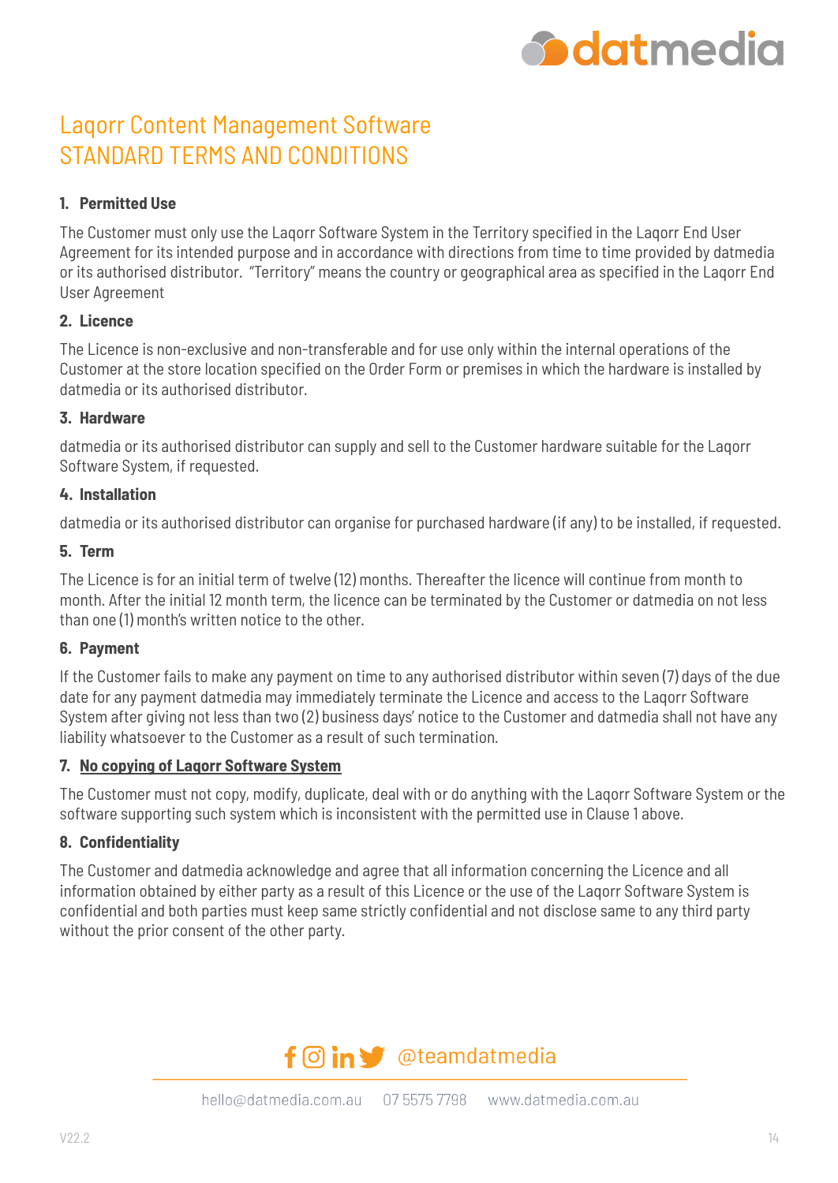# Laqorr Content Management Software
# STANDARD TERMS AND CONDITIONS

### 1. Permitted Use

The Customer must only use the Laqorr Software System in the Territory specified in the Laqorr End User Agreement for its intended purpose and in accordance with directions from time to time provided by datmedia or its authorised distributor. "Territory" means the country or geographical area as specified in the Laqorr End User Agreement

### 2. Licence

The Licence is non-exclusive and non-transferable and for use only within the internal operations of the Customer at the store location specified on the Order Form or premises in which the hardware is installed by datmedia or its authorised distributor.

### 3. Hardware

datmedia or its authorised distributor can supply and sell to the Customer hardware suitable for the Laqorr Software System, if requested.

### 4. Installation

datmedia or its authorised distributor can organise for purchased hardware (if any) to be installed, if requested.

### 5. Term

The Licence is for an initial term of twelve (12) months. Thereafter the licence will continue from month to month. After the initial 12 month term, the licence can be terminated by the Customer or datmedia on not less than one (1) month's written notice to the other.

### 6. Payment

If the Customer fails to make any payment on time to any authorised distributor within seven (7) days of the due date for any payment datmedia may immediately terminate the Licence and access to the Laqorr Software System after giving not less than two (2) business days' notice to the Customer and datmedia shall not have any liability whatsoever to the Customer as a result of such termination.

### 7. No copying of Laqorr Software System

The Customer must not copy, modify, duplicate, deal with or do anything with the Laqorr Software System or the software supporting such system which is inconsistent with the permitted use in Clause 1 above.

### 8. Confidentiality

The Customer and datmedia acknowledge and agree that all information concerning the Licence and all information obtained by either party as a result of this Licence or the use of the Laqorr Software System is confidential and both parties must keep same strictly confidential and not disclose same to any third party without the prior consent of the other party.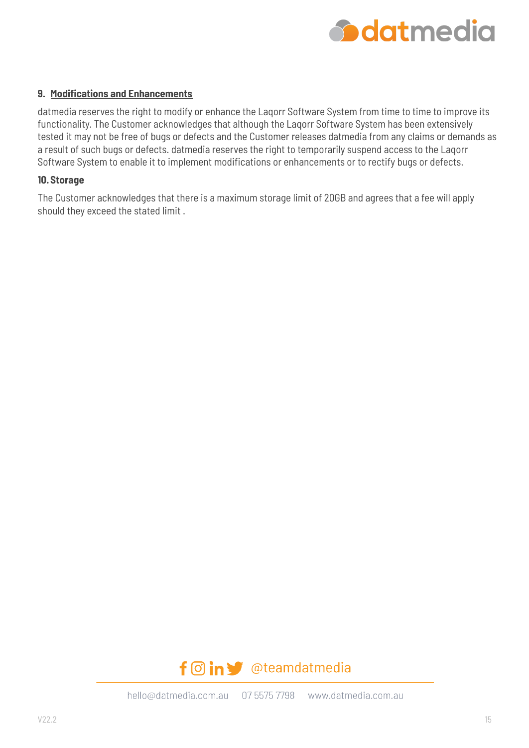## 9. Modifications and Enhancements

datmedia reserves the right to modify or enhance the Laqorr Software System from time to time to improve its functionality. The Customer acknowledges that although the Laqorr Software System has been extensively tested it may not be free of bugs or defects and the Customer releases datmedia from any claims or demands as a result of such bugs or defects. datmedia reserves the right to temporarily suspend access to the Laqorr Software System to enable it to implement modifications or enhancements or to rectify bugs or defects.

## 10. Storage

The Customer acknowledges that there is a maximum storage limit of 20GB and agrees that a fee will apply should they exceed the stated limit .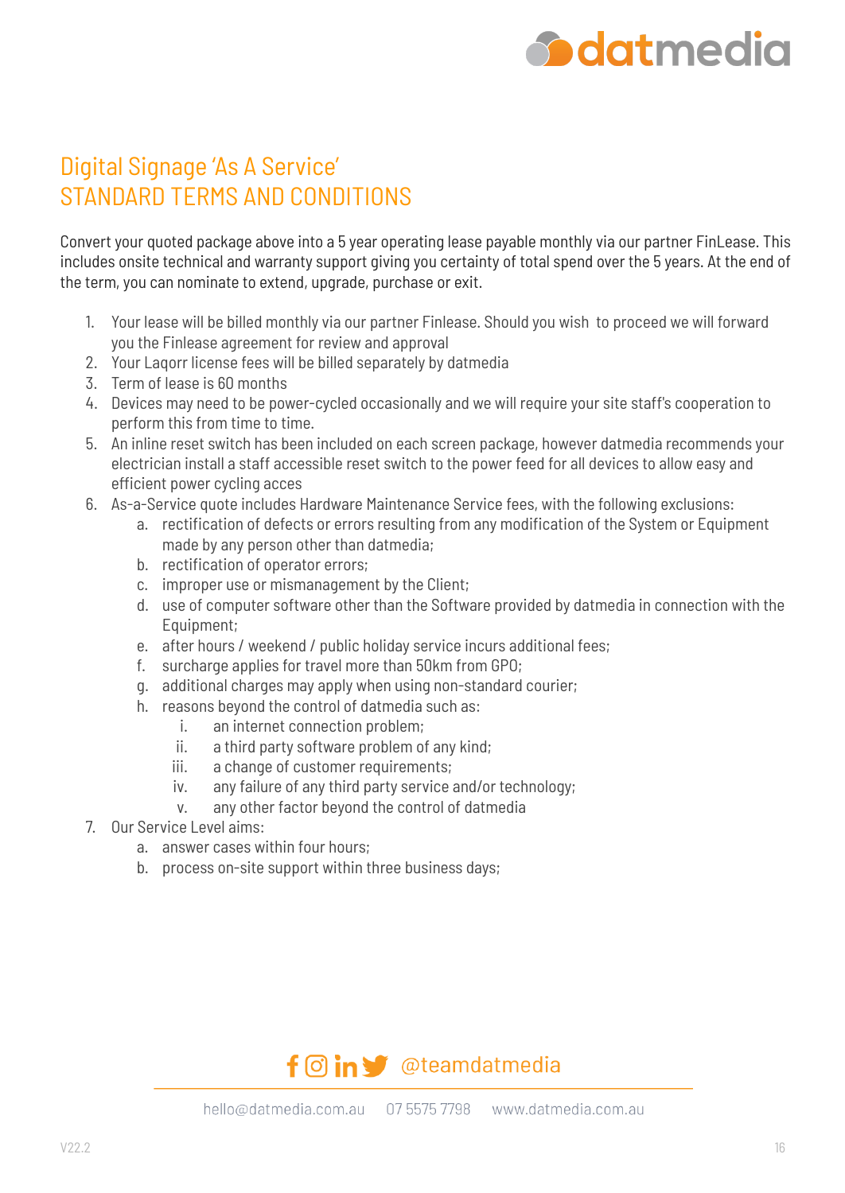# Digital Signage 'As A Service'
# STANDARD TERMS AND CONDITIONS

Convert your quoted package above into a 5 year operating lease payable monthly via our partner FinLease. This includes onsite technical and warranty support giving you certainty of total spend over the 5 years. At the end of the term, you can nominate to extend, upgrade, purchase or exit.

1. Your lease will be billed monthly via our partner Finlease. Should you wish to proceed we will forward you the Finlease agreement for review and approval
2. Your Laqorr license fees will be billed separately by datmedia
3. Term of lease is 60 months
4. Devices may need to be power-cycled occasionally and we will require your site staff's cooperation to perform this from time to time.
5. An inline reset switch has been included on each screen package, however datmedia recommends your electrician install a staff accessible reset switch to the power feed for all devices to allow easy and efficient power cycling acces
6. As-a-Service quote includes Hardware Maintenance Service fees, with the following exclusions:
    a. rectification of defects or errors resulting from any modification of the System or Equipment made by any person other than datmedia;
    b. rectification of operator errors;
    c. improper use or mismanagement by the Client;
    d. use of computer software other than the Software provided by datmedia in connection with the Equipment;
    e. after hours / weekend / public holiday service incurs additional fees;
    f. surcharge applies for travel more than 50km from GPO;
    g. additional charges may apply when using non-standard courier;
    h. reasons beyond the control of datmedia such as:
        i. an internet connection problem;
        ii. a third party software problem of any kind;
        iii. a change of customer requirements;
        iv. any failure of any third party service and/or technology;
        v. any other factor beyond the control of datmedia
7. Our Service Level aims:
    a. answer cases within four hours;
    b. process on-site support within three business days;

@teamdatmedia

hello@datmedia.com.au 07 5575 7798 www.datmedia.com.au

V22.2